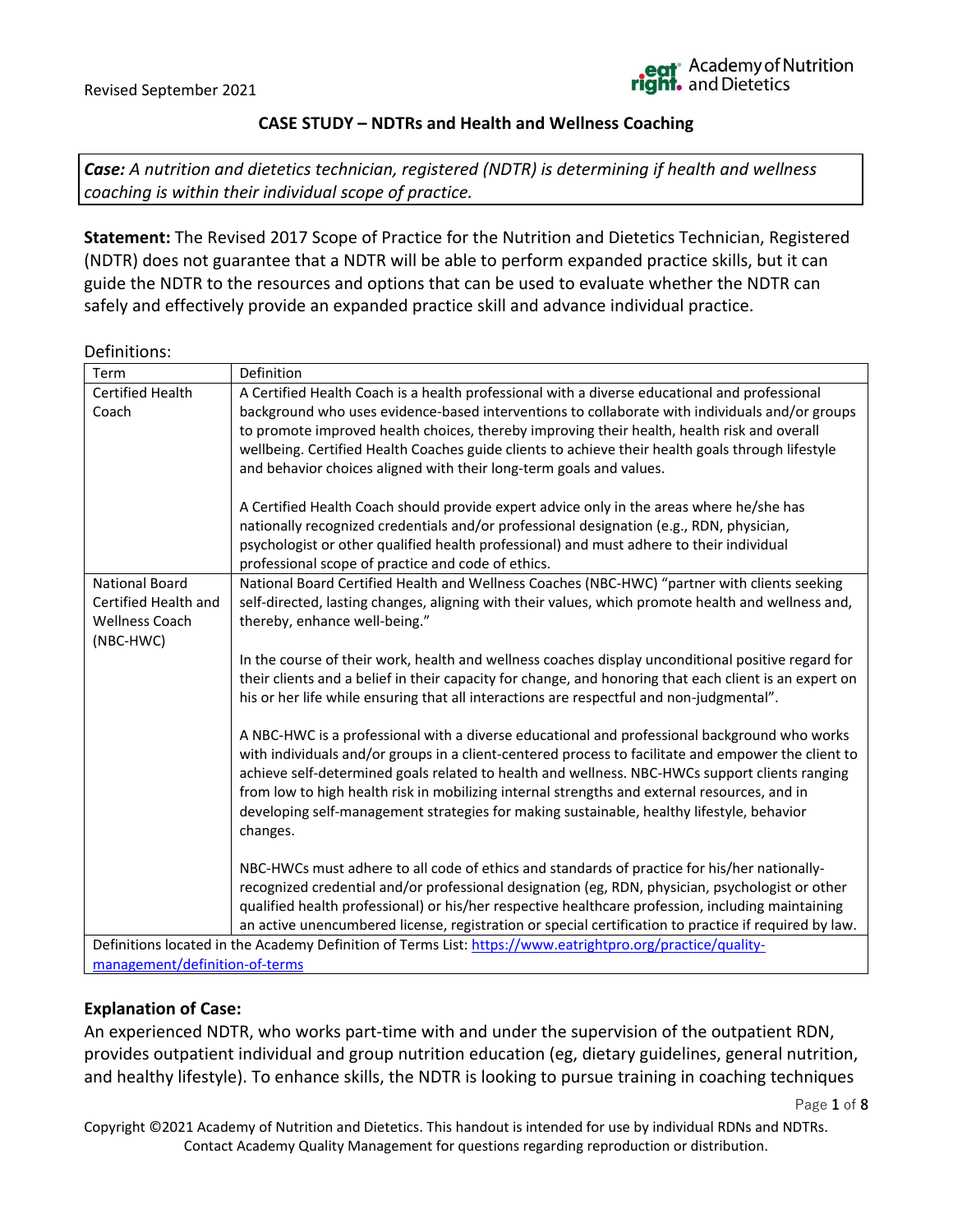Revised September 2021

## CASE STUDY – NDTRs and Health and Wellness Coaching

***Case:** A nutrition and dietetics technician, registered (NDTR) is determining if health and wellness coaching is within their individual scope of practice.*

**Statement:** The Revised 2017 Scope of Practice for the Nutrition and Dietetics Technician, Registered (NDTR) does not guarantee that a NDTR will be able to perform expanded practice skills, but it can guide the NDTR to the resources and options that can be used to evaluate whether the NDTR can safely and effectively provide an expanded practice skill and advance individual practice.

Definitions:

| Term | Definition |
|---|---|
| Certified Health Coach | A Certified Health Coach is a health professional with a diverse educational and professional background who uses evidence-based interventions to collaborate with individuals and/or groups to promote improved health choices, thereby improving their health, health risk and overall wellbeing. Certified Health Coaches guide clients to achieve their health goals through lifestyle and behavior choices aligned with their long-term goals and values.<br><br>A Certified Health Coach should provide expert advice only in the areas where he/she has nationally recognized credentials and/or professional designation (e.g., RDN, physician, psychologist or other qualified health professional) and must adhere to their individual professional scope of practice and code of ethics. |
| National Board Certified Health and Wellness Coach (NBC-HWC) | National Board Certified Health and Wellness Coaches (NBC-HWC) "partner with clients seeking self-directed, lasting changes, aligning with their values, which promote health and wellness and, thereby, enhance well-being."<br><br>In the course of their work, health and wellness coaches display unconditional positive regard for their clients and a belief in their capacity for change, and honoring that each client is an expert on his or her life while ensuring that all interactions are respectful and non-judgmental".<br><br>A NBC-HWC is a professional with a diverse educational and professional background who works with individuals and/or groups in a client-centered process to facilitate and empower the client to achieve self-determined goals related to health and wellness. NBC-HWCs support clients ranging from low to high health risk in mobilizing internal strengths and external resources, and in developing self-management strategies for making sustainable, healthy lifestyle, behavior changes.<br><br>NBC-HWCs must adhere to all code of ethics and standards of practice for his/her nationally-recognized credential and/or professional designation (eg, RDN, physician, psychologist or other qualified health professional) or his/her respective healthcare profession, including maintaining an active unencumbered license, registration or special certification to practice if required by law. |
| Definitions located in the Academy Definition of Terms List: https://www.eatrightpro.org/practice/quality-management/definition-of-terms | |

**Explanation of Case:**
An experienced NDTR, who works part-time with and under the supervision of the outpatient RDN, provides outpatient individual and group nutrition education (eg, dietary guidelines, general nutrition, and healthy lifestyle). To enhance skills, the NDTR is looking to pursue training in coaching techniques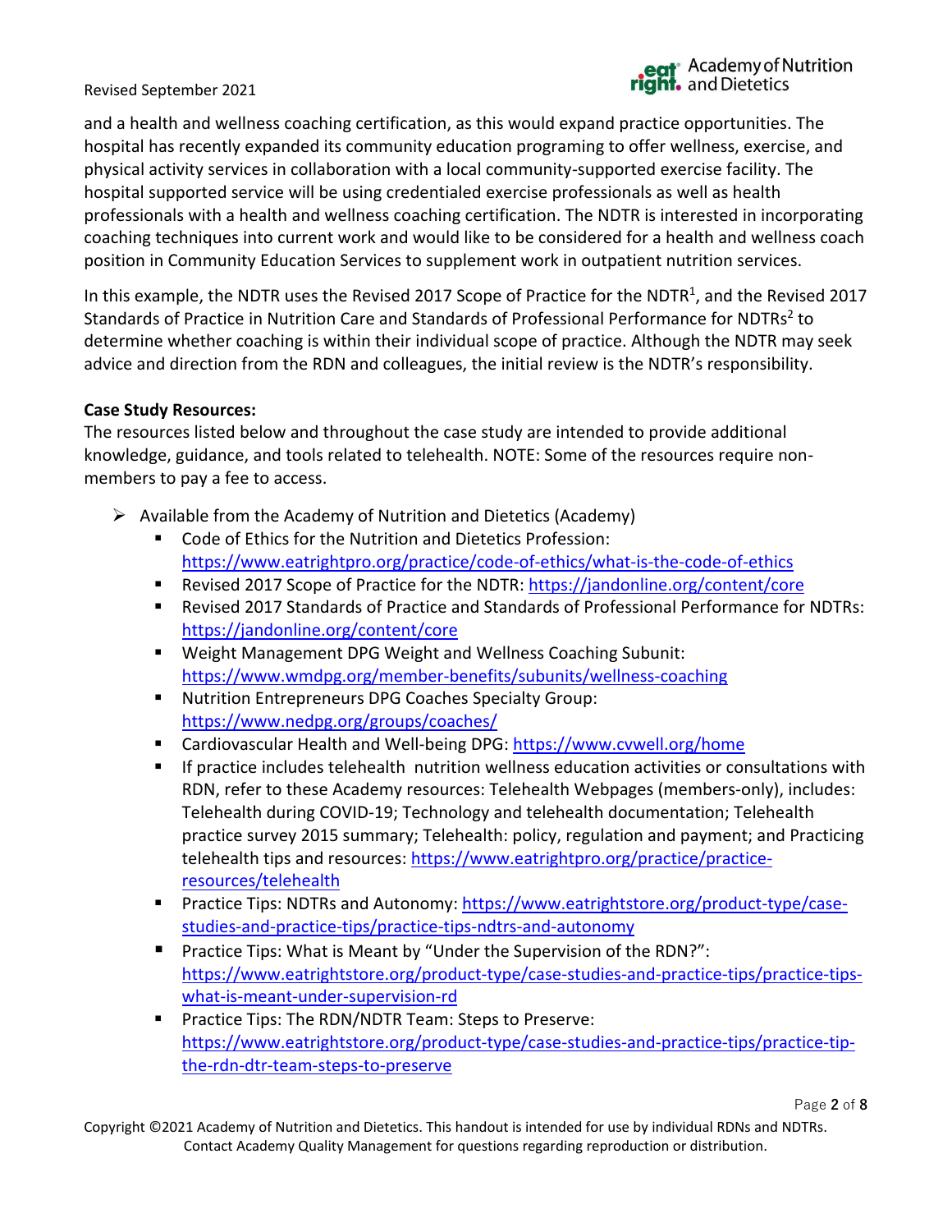and a health and wellness coaching certification, as this would expand practice opportunities. The hospital has recently expanded its community education programing to offer wellness, exercise, and physical activity services in collaboration with a local community-supported exercise facility. The hospital supported service will be using credentialed exercise professionals as well as health professionals with a health and wellness coaching certification. The NDTR is interested in incorporating coaching techniques into current work and would like to be considered for a health and wellness coach position in Community Education Services to supplement work in outpatient nutrition services.

In this example, the NDTR uses the Revised 2017 Scope of Practice for the NDTR[1], and the Revised 2017 Standards of Practice in Nutrition Care and Standards of Professional Performance for NDTRs[2] to determine whether coaching is within their individual scope of practice. Although the NDTR may seek advice and direction from the RDN and colleagues, the initial review is the NDTR's responsibility.

**Case Study Resources:**
The resources listed below and throughout the case study are intended to provide additional knowledge, guidance, and tools related to telehealth. NOTE: Some of the resources require non-members to pay a fee to access.

- Available from the Academy of Nutrition and Dietetics (Academy)
  - Code of Ethics for the Nutrition and Dietetics Profession: https://www.eatrightpro.org/practice/code-of-ethics/what-is-the-code-of-ethics
  - Revised 2017 Scope of Practice for the NDTR: https://jandonline.org/content/core
  - Revised 2017 Standards of Practice and Standards of Professional Performance for NDTRs: https://jandonline.org/content/core
  - Weight Management DPG Weight and Wellness Coaching Subunit: https://www.wmdpg.org/member-benefits/subunits/wellness-coaching
  - Nutrition Entrepreneurs DPG Coaches Specialty Group: https://www.nedpg.org/groups/coaches/
  - Cardiovascular Health and Well-being DPG: https://www.cvwell.org/home
  - If practice includes telehealth nutrition wellness education activities or consultations with RDN, refer to these Academy resources: Telehealth Webpages (members-only), includes: Telehealth during COVID-19; Technology and telehealth documentation; Telehealth practice survey 2015 summary; Telehealth: policy, regulation and payment; and Practicing telehealth tips and resources: https://www.eatrightpro.org/practice/practice-resources/telehealth
  - Practice Tips: NDTRs and Autonomy: https://www.eatrightstore.org/product-type/case-studies-and-practice-tips/practice-tips-ndtrs-and-autonomy
  - Practice Tips: What is Meant by "Under the Supervision of the RDN?": https://www.eatrightstore.org/product-type/case-studies-and-practice-tips/practice-tips-what-is-meant-under-supervision-rd
  - Practice Tips: The RDN/NDTR Team: Steps to Preserve: https://www.eatrightstore.org/product-type/case-studies-and-practice-tips/practice-tip-the-rdn-dtr-team-steps-to-preserve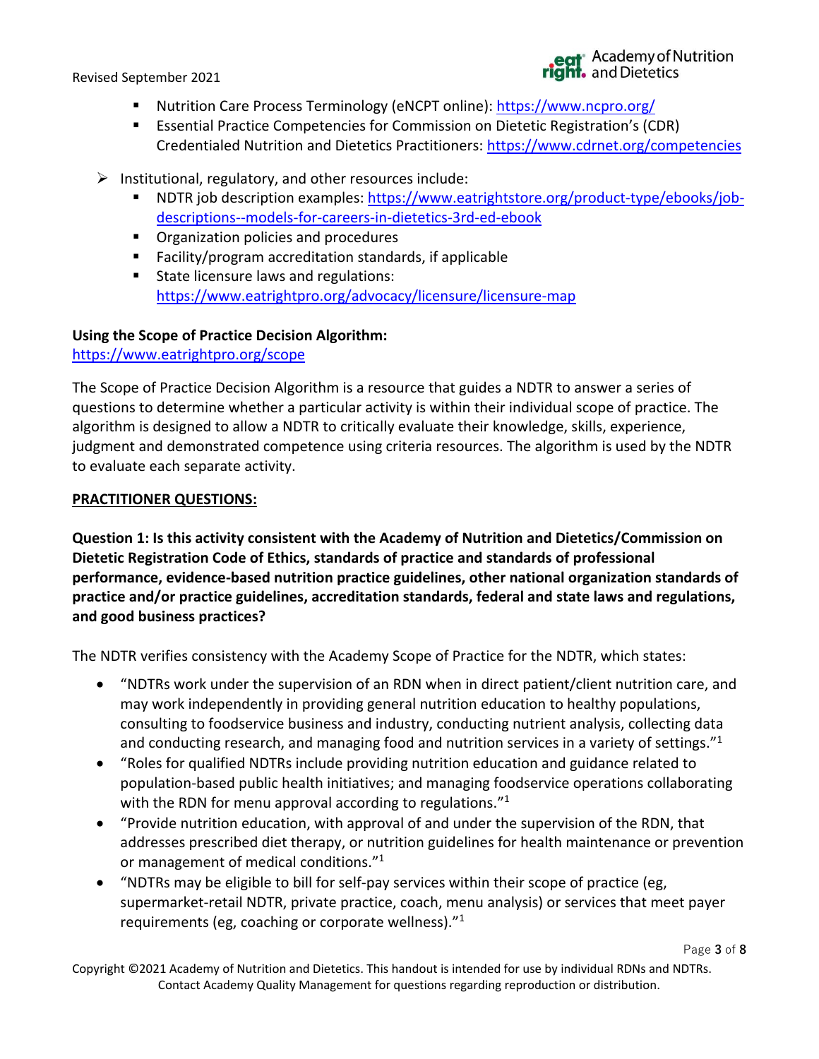- Nutrition Care Process Terminology (eNCPT online): https://www.ncpro.org/
- Essential Practice Competencies for Commission on Dietetic Registration's (CDR) Credentialed Nutrition and Dietetics Practitioners: https://www.cdrnet.org/competencies

- Institutional, regulatory, and other resources include:
  - NDTR job description examples: https://www.eatrightstore.org/product-type/ebooks/job-descriptions--models-for-careers-in-dietetics-3rd-ed-ebook
  - Organization policies and procedures
  - Facility/program accreditation standards, if applicable
  - State licensure laws and regulations: https://www.eatrightpro.org/advocacy/licensure/licensure-map

**Using the Scope of Practice Decision Algorithm:**
https://www.eatrightpro.org/scope

The Scope of Practice Decision Algorithm is a resource that guides a NDTR to answer a series of questions to determine whether a particular activity is within their individual scope of practice. The algorithm is designed to allow a NDTR to critically evaluate their knowledge, skills, experience, judgment and demonstrated competence using criteria resources. The algorithm is used by the NDTR to evaluate each separate activity.

**PRACTITIONER QUESTIONS:**

**Question 1: Is this activity consistent with the Academy of Nutrition and Dietetics/Commission on Dietetic Registration Code of Ethics, standards of practice and standards of professional performance, evidence-based nutrition practice guidelines, other national organization standards of practice and/or practice guidelines, accreditation standards, federal and state laws and regulations, and good business practices?**

The NDTR verifies consistency with the Academy Scope of Practice for the NDTR, which states:

- "NDTRs work under the supervision of an RDN when in direct patient/client nutrition care, and may work independently in providing general nutrition education to healthy populations, consulting to foodservice business and industry, conducting nutrient analysis, collecting data and conducting research, and managing food and nutrition services in a variety of settings."[1]
- "Roles for qualified NDTRs include providing nutrition education and guidance related to population-based public health initiatives; and managing foodservice operations collaborating with the RDN for menu approval according to regulations."[1]
- "Provide nutrition education, with approval of and under the supervision of the RDN, that addresses prescribed diet therapy, or nutrition guidelines for health maintenance or prevention or management of medical conditions."[1]
- "NDTRs may be eligible to bill for self-pay services within their scope of practice (eg, supermarket-retail NDTR, private practice, coach, menu analysis) or services that meet payer requirements (eg, coaching or corporate wellness)."[1]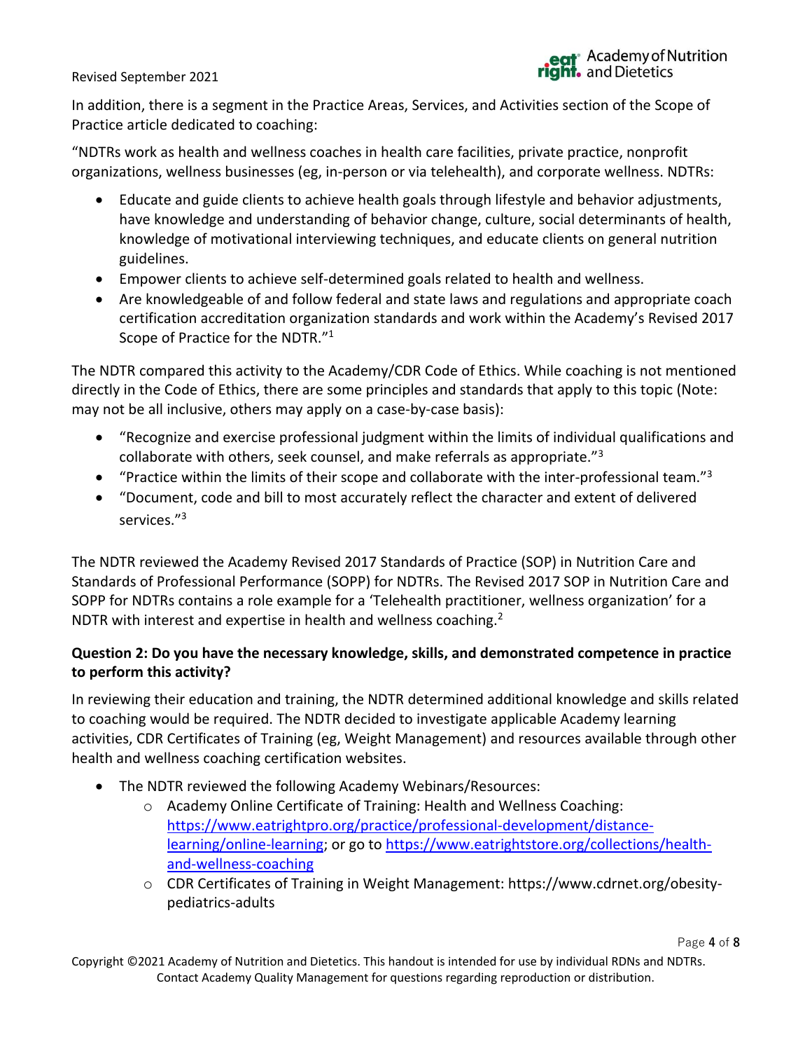In addition, there is a segment in the Practice Areas, Services, and Activities section of the Scope of Practice article dedicated to coaching:

"NDTRs work as health and wellness coaches in health care facilities, private practice, nonprofit organizations, wellness businesses (eg, in-person or via telehealth), and corporate wellness. NDTRs:

- Educate and guide clients to achieve health goals through lifestyle and behavior adjustments, have knowledge and understanding of behavior change, culture, social determinants of health, knowledge of motivational interviewing techniques, and educate clients on general nutrition guidelines.
- Empower clients to achieve self-determined goals related to health and wellness.
- Are knowledgeable of and follow federal and state laws and regulations and appropriate coach certification accreditation organization standards and work within the Academy's Revised 2017 Scope of Practice for the NDTR."[1]

The NDTR compared this activity to the Academy/CDR Code of Ethics. While coaching is not mentioned directly in the Code of Ethics, there are some principles and standards that apply to this topic (Note: may not be all inclusive, others may apply on a case-by-case basis):

- "Recognize and exercise professional judgment within the limits of individual qualifications and collaborate with others, seek counsel, and make referrals as appropriate."[3]
- "Practice within the limits of their scope and collaborate with the inter-professional team."[3]
- "Document, code and bill to most accurately reflect the character and extent of delivered services."[3]

The NDTR reviewed the Academy Revised 2017 Standards of Practice (SOP) in Nutrition Care and Standards of Professional Performance (SOPP) for NDTRs. The Revised 2017 SOP in Nutrition Care and SOPP for NDTRs contains a role example for a 'Telehealth practitioner, wellness organization' for a NDTR with interest and expertise in health and wellness coaching.[2]

**Question 2: Do you have the necessary knowledge, skills, and demonstrated competence in practice to perform this activity?**

In reviewing their education and training, the NDTR determined additional knowledge and skills related to coaching would be required. The NDTR decided to investigate applicable Academy learning activities, CDR Certificates of Training (eg, Weight Management) and resources available through other health and wellness coaching certification websites.

- The NDTR reviewed the following Academy Webinars/Resources:
  - Academy Online Certificate of Training: Health and Wellness Coaching: https://www.eatrightpro.org/practice/professional-development/distance-learning/online-learning; or go to https://www.eatrightstore.org/collections/health-and-wellness-coaching
  - CDR Certificates of Training in Weight Management: https://www.cdrnet.org/obesity-pediatrics-adults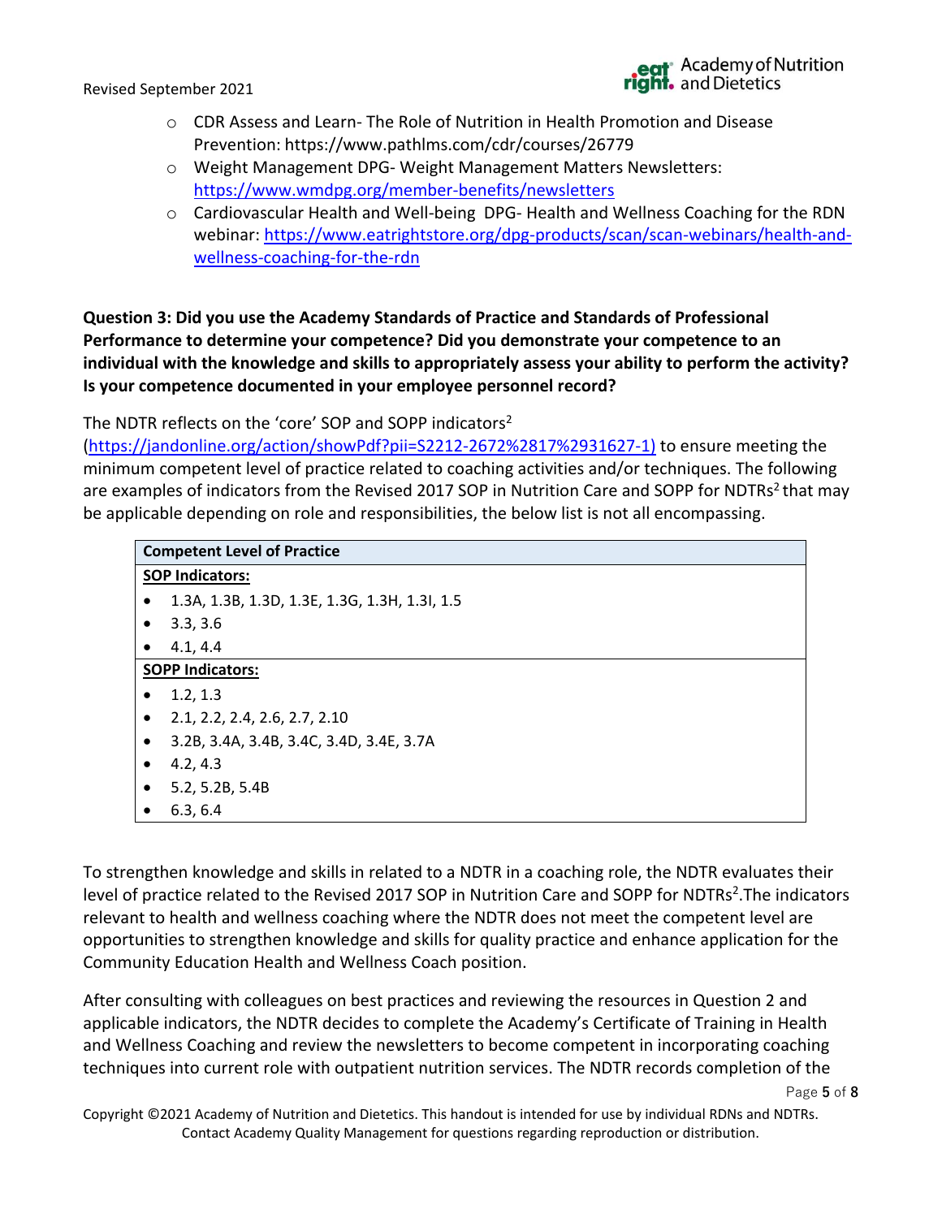- CDR Assess and Learn- The Role of Nutrition in Health Promotion and Disease Prevention: https://www.pathlms.com/cdr/courses/26779
- Weight Management DPG- Weight Management Matters Newsletters: https://www.wmdpg.org/member-benefits/newsletters
- Cardiovascular Health and Well-being DPG- Health and Wellness Coaching for the RDN webinar: https://www.eatrightstore.org/dpg-products/scan/scan-webinars/health-and-wellness-coaching-for-the-rdn

**Question 3: Did you use the Academy Standards of Practice and Standards of Professional Performance to determine your competence? Did you demonstrate your competence to an individual with the knowledge and skills to appropriately assess your ability to perform the activity? Is your competence documented in your employee personnel record?**

The NDTR reflects on the 'core' SOP and SOPP indicators[2] (https://jandonline.org/action/showPdf?pii=S2212-2672%2817%2931627-1) to ensure meeting the minimum competent level of practice related to coaching activities and/or techniques. The following are examples of indicators from the Revised 2017 SOP in Nutrition Care and SOPP for NDTRs[2] that may be applicable depending on role and responsibilities, the below list is not all encompassing.

| **Competent Level of Practice** |
|---|
| **SOP Indicators:** |
| • 1.3A, 1.3B, 1.3D, 1.3E, 1.3G, 1.3H, 1.3I, 1.5 |
| • 3.3, 3.6 |
| • 4.1, 4.4 |
| **SOPP Indicators:** |
| • 1.2, 1.3 |
| • 2.1, 2.2, 2.4, 2.6, 2.7, 2.10 |
| • 3.2B, 3.4A, 3.4B, 3.4C, 3.4D, 3.4E, 3.7A |
| • 4.2, 4.3 |
| • 5.2, 5.2B, 5.4B |
| • 6.3, 6.4 |

To strengthen knowledge and skills in related to a NDTR in a coaching role, the NDTR evaluates their level of practice related to the Revised 2017 SOP in Nutrition Care and SOPP for NDTRs[2]. The indicators relevant to health and wellness coaching where the NDTR does not meet the competent level are opportunities to strengthen knowledge and skills for quality practice and enhance application for the Community Education Health and Wellness Coach position.

After consulting with colleagues on best practices and reviewing the resources in Question 2 and applicable indicators, the NDTR decides to complete the Academy's Certificate of Training in Health and Wellness Coaching and review the newsletters to become competent in incorporating coaching techniques into current role with outpatient nutrition services. The NDTR records completion of the

Copyright ©2021 Academy of Nutrition and Dietetics. This handout is intended for use by individual RDNs and NDTRs. Contact Academy Quality Management for questions regarding reproduction or distribution.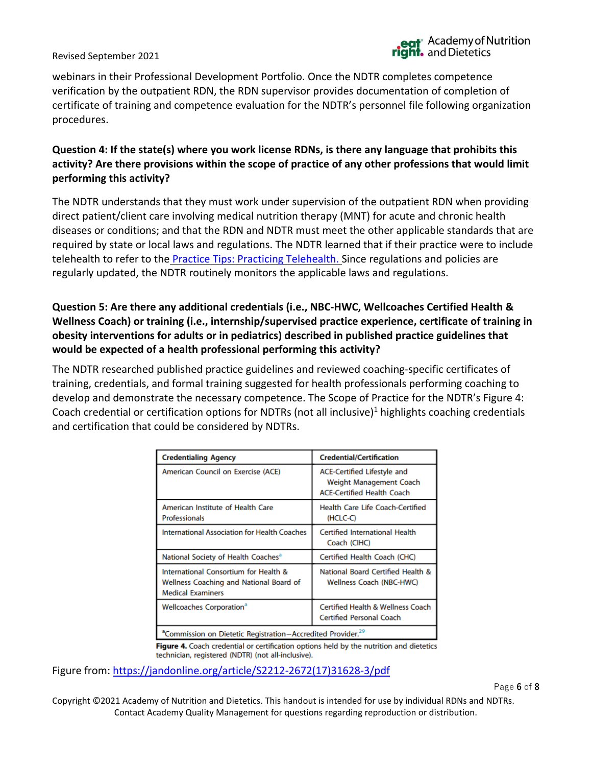webinars in their Professional Development Portfolio. Once the NDTR completes competence verification by the outpatient RDN, the RDN supervisor provides documentation of completion of certificate of training and competence evaluation for the NDTR's personnel file following organization procedures.

**Question 4: If the state(s) where you work license RDNs, is there any language that prohibits this activity? Are there provisions within the scope of practice of any other professions that would limit performing this activity?**

The NDTR understands that they must work under supervision of the outpatient RDN when providing direct patient/client care involving medical nutrition therapy (MNT) for acute and chronic health diseases or conditions; and that the RDN and NDTR must meet the other applicable standards that are required by state or local laws and regulations. The NDTR learned that if their practice were to include telehealth to refer to the Practice Tips: Practicing Telehealth. Since regulations and policies are regularly updated, the NDTR routinely monitors the applicable laws and regulations.

**Question 5: Are there any additional credentials (i.e., NBC-HWC, Wellcoaches Certified Health & Wellness Coach) or training (i.e., internship/supervised practice experience, certificate of training in obesity interventions for adults or in pediatrics) described in published practice guidelines that would be expected of a health professional performing this activity?**

The NDTR researched published practice guidelines and reviewed coaching-specific certificates of training, credentials, and formal training suggested for health professionals performing coaching to develop and demonstrate the necessary competence. The Scope of Practice for the NDTR's Figure 4: Coach credential or certification options for NDTRs (not all inclusive)[1] highlights coaching credentials and certification that could be considered by NDTRs.

| Credentialing Agency | Credential/Certification |
|---|---|
| American Council on Exercise (ACE) | ACE-Certified Lifestyle and Weight Management Coach<br>ACE-Certified Health Coach |
| American Institute of Health Care Professionals | Health Care Life Coach-Certified (HCLC-C) |
| International Association for Health Coaches | Certified International Health Coach (CIHC) |
| National Society of Health Coaches[a] | Certified Health Coach (CHC) |
| International Consortium for Health & Wellness Coaching and National Board of Medical Examiners | National Board Certified Health & Wellness Coach (NBC-HWC) |
| Wellcoaches Corporation[a] | Certified Health & Wellness Coach<br>Certified Personal Coach |
| [a]Commission on Dietetic Registration—Accredited Provider.[29] | |

**Figure 4.** Coach credential or certification options held by the nutrition and dietetics technician, registered (NDTR) (not all-inclusive).

Figure from: https://jandonline.org/article/S2212-2672(17)31628-3/pdf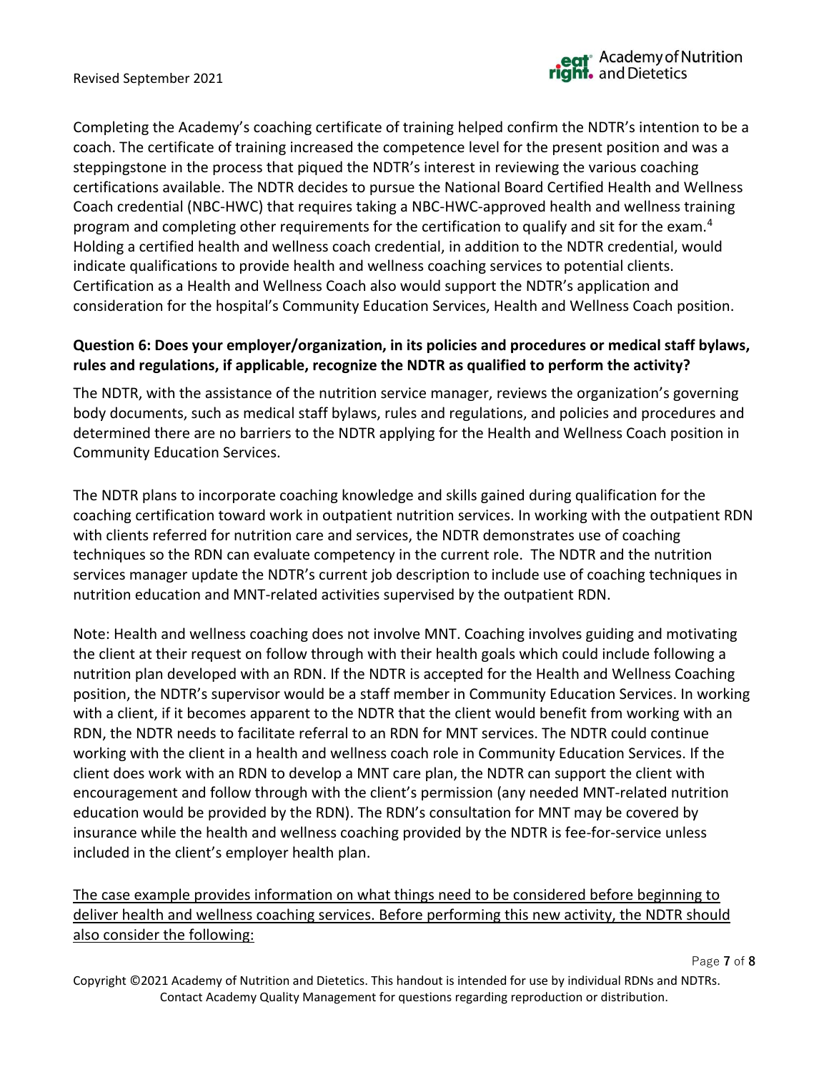Completing the Academy's coaching certificate of training helped confirm the NDTR's intention to be a coach. The certificate of training increased the competence level for the present position and was a steppingstone in the process that piqued the NDTR's interest in reviewing the various coaching certifications available. The NDTR decides to pursue the National Board Certified Health and Wellness Coach credential (NBC-HWC) that requires taking a NBC-HWC-approved health and wellness training program and completing other requirements for the certification to qualify and sit for the exam.[4] Holding a certified health and wellness coach credential, in addition to the NDTR credential, would indicate qualifications to provide health and wellness coaching services to potential clients. Certification as a Health and Wellness Coach also would support the NDTR's application and consideration for the hospital's Community Education Services, Health and Wellness Coach position.

**Question 6: Does your employer/organization, in its policies and procedures or medical staff bylaws, rules and regulations, if applicable, recognize the NDTR as qualified to perform the activity?**

The NDTR, with the assistance of the nutrition service manager, reviews the organization's governing body documents, such as medical staff bylaws, rules and regulations, and policies and procedures and determined there are no barriers to the NDTR applying for the Health and Wellness Coach position in Community Education Services.

The NDTR plans to incorporate coaching knowledge and skills gained during qualification for the coaching certification toward work in outpatient nutrition services. In working with the outpatient RDN with clients referred for nutrition care and services, the NDTR demonstrates use of coaching techniques so the RDN can evaluate competency in the current role. The NDTR and the nutrition services manager update the NDTR's current job description to include use of coaching techniques in nutrition education and MNT-related activities supervised by the outpatient RDN.

Note: Health and wellness coaching does not involve MNT. Coaching involves guiding and motivating the client at their request on follow through with their health goals which could include following a nutrition plan developed with an RDN. If the NDTR is accepted for the Health and Wellness Coaching position, the NDTR's supervisor would be a staff member in Community Education Services. In working with a client, if it becomes apparent to the NDTR that the client would benefit from working with an RDN, the NDTR needs to facilitate referral to an RDN for MNT services. The NDTR could continue working with the client in a health and wellness coach role in Community Education Services. If the client does work with an RDN to develop a MNT care plan, the NDTR can support the client with encouragement and follow through with the client's permission (any needed MNT-related nutrition education would be provided by the RDN). The RDN's consultation for MNT may be covered by insurance while the health and wellness coaching provided by the NDTR is fee-for-service unless included in the client's employer health plan.

<u>The case example provides information on what things need to be considered before beginning to deliver health and wellness coaching services. Before performing this new activity, the NDTR should also consider the following:</u>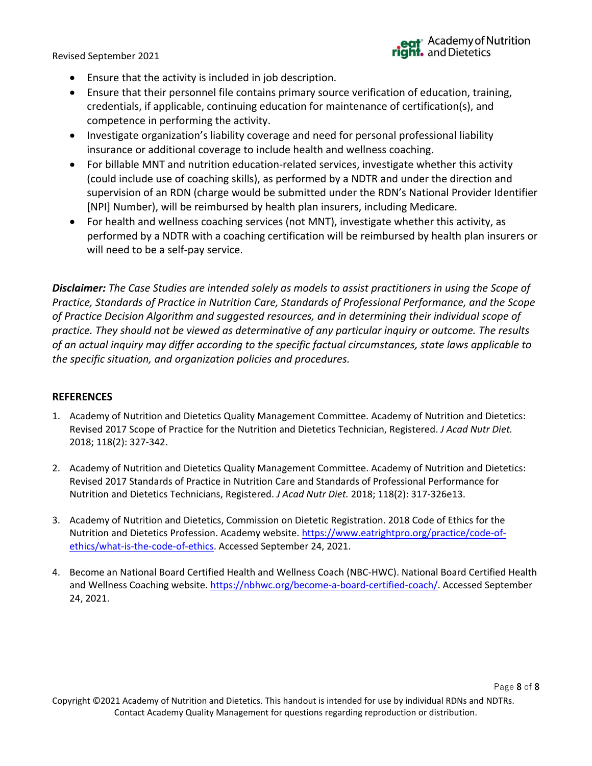- Ensure that the activity is included in job description.
- Ensure that their personnel file contains primary source verification of education, training, credentials, if applicable, continuing education for maintenance of certification(s), and competence in performing the activity.
- Investigate organization's liability coverage and need for personal professional liability insurance or additional coverage to include health and wellness coaching.
- For billable MNT and nutrition education-related services, investigate whether this activity (could include use of coaching skills), as performed by a NDTR and under the direction and supervision of an RDN (charge would be submitted under the RDN's National Provider Identifier [NPI] Number), will be reimbursed by health plan insurers, including Medicare.
- For health and wellness coaching services (not MNT), investigate whether this activity, as performed by a NDTR with a coaching certification will be reimbursed by health plan insurers or will need to be a self-pay service.

***Disclaimer:*** *The Case Studies are intended solely as models to assist practitioners in using the Scope of Practice, Standards of Practice in Nutrition Care, Standards of Professional Performance, and the Scope of Practice Decision Algorithm and suggested resources, and in determining their individual scope of practice. They should not be viewed as determinative of any particular inquiry or outcome. The results of an actual inquiry may differ according to the specific factual circumstances, state laws applicable to the specific situation, and organization policies and procedures.*

## REFERENCES

1. Academy of Nutrition and Dietetics Quality Management Committee. Academy of Nutrition and Dietetics: Revised 2017 Scope of Practice for the Nutrition and Dietetics Technician, Registered. *J Acad Nutr Diet.* 2018; 118(2): 327-342.

2. Academy of Nutrition and Dietetics Quality Management Committee. Academy of Nutrition and Dietetics: Revised 2017 Standards of Practice in Nutrition Care and Standards of Professional Performance for Nutrition and Dietetics Technicians, Registered. *J Acad Nutr Diet.* 2018; 118(2): 317-326e13.

3. Academy of Nutrition and Dietetics, Commission on Dietetic Registration. 2018 Code of Ethics for the Nutrition and Dietetics Profession. Academy website. https://www.eatrightpro.org/practice/code-of-ethics/what-is-the-code-of-ethics. Accessed September 24, 2021.

4. Become an National Board Certified Health and Wellness Coach (NBC-HWC). National Board Certified Health and Wellness Coaching website. https://nbhwc.org/become-a-board-certified-coach/. Accessed September 24, 2021.

Copyright ©2021 Academy of Nutrition and Dietetics. This handout is intended for use by individual RDNs and NDTRs. Contact Academy Quality Management for questions regarding reproduction or distribution.